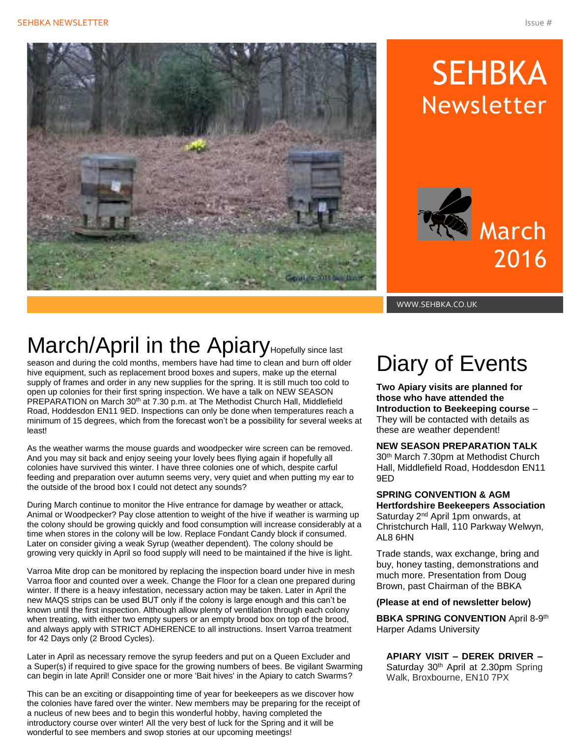# SEHBKA Newsletter

March 2016

WWW.SEHBKA.CO.UK

## March/April in the Apiary

Hopefully since last season and during the cold months, members have had time to clean and burn off older hive equipment, such as replacement brood boxes and supers, make up the eternal supply of frames and order in any new supplies for the spring. It is still much too cold to open up colonies for their first spring inspection. We have a talk on NEW SEASON PREPARATION on March 30th at 7.30 p.m. at The Methodist Church Hall, Middlefield Road, Hoddesdon EN11 9ED. Inspections can only be done when temperatures reach a minimum of 15 degrees, which from the forecast won't be a possibility for several weeks at least!

As the weather warms the mouse guards and woodpecker wire screen can be removed. And you may sit back and enjoy seeing your lovely bees flying again if hopefully all colonies have survived this winter. I have three colonies one of which, despite carful feeding and preparation over autumn seems very, very quiet and when putting my ear to the outside of the brood box I could not detect any sounds?

During March continue to monitor the Hive entrance for damage by weather or attack, Animal or Woodpecker? Pay close attention to weight of the hive if weather is warming up the colony should be growing quickly and food consumption will increase considerably at a time when stores in the colony will be low. Replace Fondant Candy block if consumed. Later on consider giving a weak Syrup (weather dependent). The colony should be growing very quickly in April so food supply will need to be maintained if the hive is light.

Varroa Mite drop can be monitored by replacing the inspection board under hive in mesh Varroa floor and counted over a week. Change the Floor for a clean one prepared during winter. If there is a heavy infestation, necessary action may be taken. Later in April the new MAQS strips can be used BUT only if the colony is large enough and this can't be known until the first inspection. Although allow plenty of ventilation through each colony when treating, with either two empty supers or an empty brood box on top of the brood, and always apply with STRICT ADHERENCE to all instructions. Insert Varroa treatment for 42 Days only (2 Brood Cycles).

Later in April as necessary remove the syrup feeders and put on a Queen Excluder and a Super(s) if required to give space for the growing numbers of bees. Be vigilant Swarming can begin in late April! Consider one or more 'Bait hives' in the Apiary to catch Swarms?

This can be an exciting or disappointing time of year for beekeepers as we discover how the colonies have fared over the winter. New members may be preparing for the receipt of a nucleus of new bees and to begin this wonderful hobby, having completed the introductory course over winter! All the very best of luck for the Spring and it will be wonderful to see members and swop stories at our upcoming meetings!

## Diary of Events

**Two Apiary visits are planned for those who have attended the Introduction to Beekeeping course** – They will be contacted with details as these are weather dependent!

**NEW SEASON PREPARATION TALK**
30th March 7.30pm at Methodist Church Hall, Middlefield Road, Hoddesdon EN11 9ED

**SPRING CONVENTION & AGM Hertfordshire Beekeepers Association**
Saturday 2nd April 1pm onwards, at Christchurch Hall, 110 Parkway Welwyn, AL8 6HN

Trade stands, wax exchange, bring and buy, honey tasting, demonstrations and much more. Presentation from Doug Brown, past Chairman of the BBKA

**(Please at end of newsletter below)**

**BBKA SPRING CONVENTION** April 8-9th Harper Adams University

**APIARY VISIT – DEREK DRIVER –** Saturday 30th April at 2.30pm Spring Walk, Broxbourne, EN10 7PX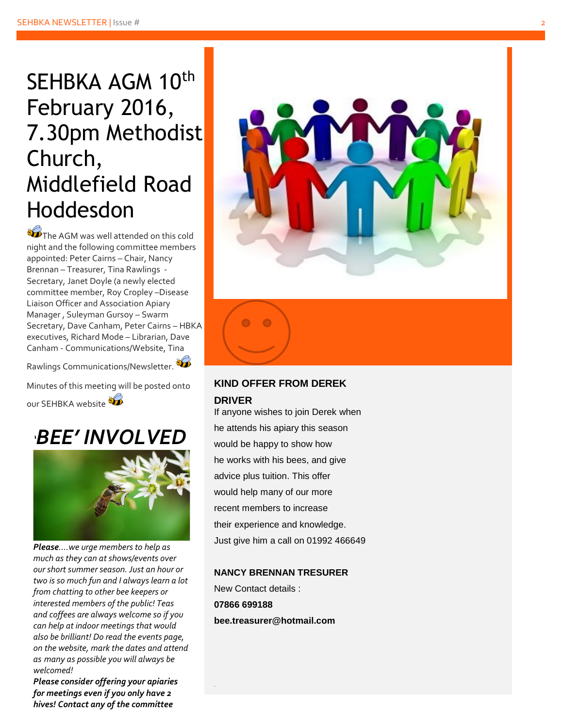# SEHBKA AGM 10th February 2016, 7.30pm Methodist Church, Middlefield Road Hoddesdon

The AGM was well attended on this cold night and the following committee members appointed: Peter Cairns – Chair, Nancy Brennan – Treasurer, Tina Rawlings - Secretary, Janet Doyle (a newly elected committee member, Roy Cropley –Disease Liaison Officer and Association Apiary Manager , Suleyman Gursoy – Swarm Secretary, Dave Canham, Peter Cairns – HBKA executives, Richard Mode – Librarian, Dave Canham - Communications/Website, Tina Rawlings Communications/Newsletter.

Minutes of this meeting will be posted onto our SEHBKA website

## 'BEE' INVOLVED

***Please****....we urge members to help as much as they can at shows/events over our short summer season. Just an hour or two is so much fun and I always learn a lot from chatting to other bee keepers or interested members of the public! Teas and coffees are always welcome so if you can help at indoor meetings that would also be brilliant! Do read the events page, on the website, mark the dates and attend as many as possible you will always be welcomed!*

***Please consider offering your apiaries for meetings even if you only have 2 hives! Contact any of the committee***

**KIND OFFER FROM DEREK DRIVER**

If anyone wishes to join Derek when he attends his apiary this season would be happy to show how he works with his bees, and give advice plus tuition. This offer would help many of our more recent members to increase their experience and knowledge. Just give him a call on 01992 466649

**NANCY BRENNAN TRESURER**

New Contact details :

**07866 699188**

**bee.treasurer@hotmail.com**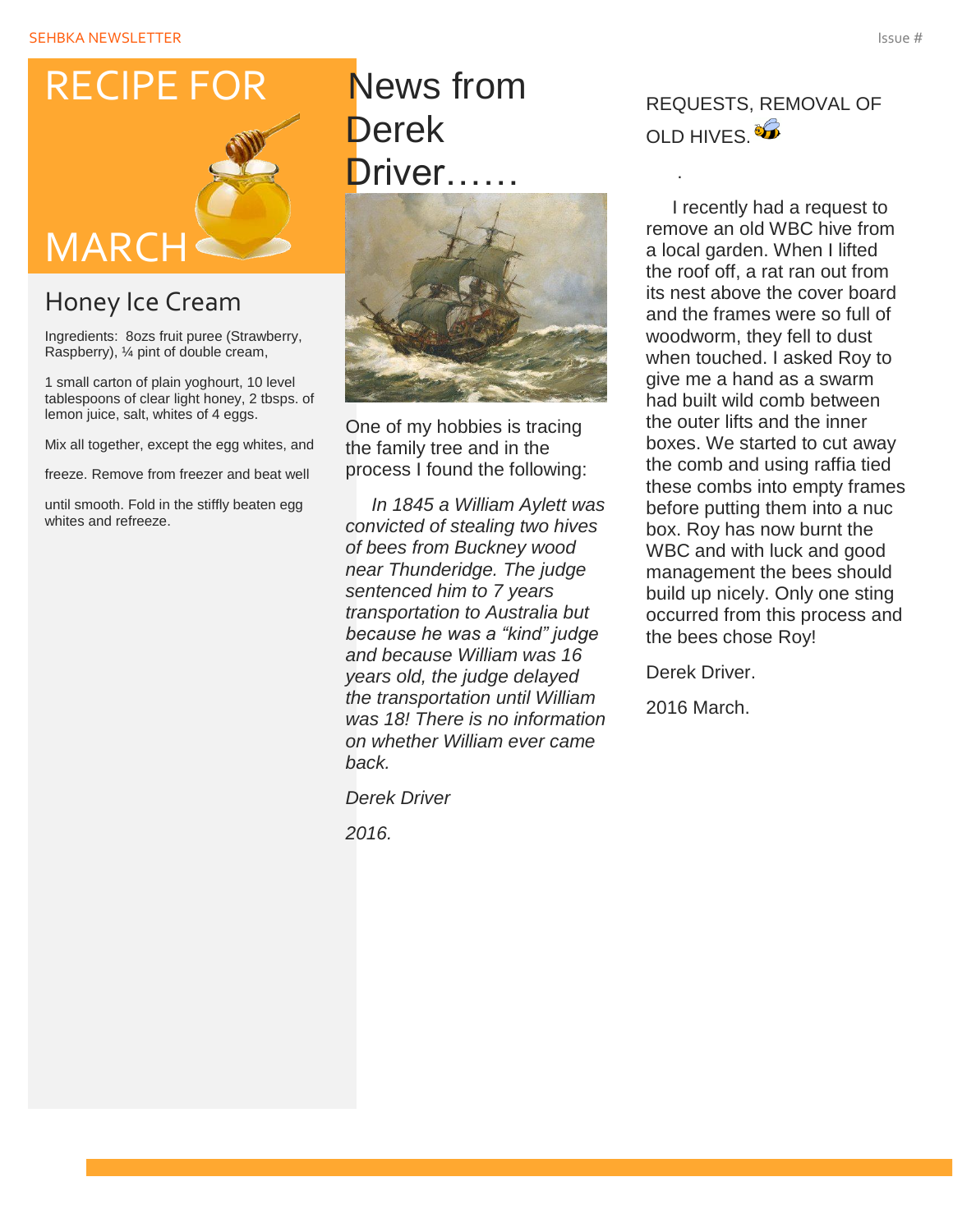# RECIPE FOR MARCH

## Honey Ice Cream

Ingredients: 8ozs fruit puree (Strawberry, Raspberry), ¼ pint of double cream,

1 small carton of plain yoghourt, 10 level tablespoons of clear light honey, 2 tbsps. of lemon juice, salt, whites of 4 eggs.

Mix all together, except the egg whites, and

freeze. Remove from freezer and beat well

until smooth. Fold in the stiffly beaten egg whites and refreeze.

# News from Derek Driver……

One of my hobbies is tracing the family tree and in the process I found the following:

*In 1845 a William Aylett was convicted of stealing two hives of bees from Buckney wood near Thunderidge. The judge sentenced him to 7 years transportation to Australia but because he was a "kind" judge and because William was 16 years old, the judge delayed the transportation until William was 18! There is no information on whether William ever came back.*

*Derek Driver*

*2016.*

## REQUESTS, REMOVAL OF OLD HIVES.

.

I recently had a request to remove an old WBC hive from a local garden. When I lifted the roof off, a rat ran out from its nest above the cover board and the frames were so full of woodworm, they fell to dust when touched. I asked Roy to give me a hand as a swarm had built wild comb between the outer lifts and the inner boxes. We started to cut away the comb and using raffia tied these combs into empty frames before putting them into a nuc box. Roy has now burnt the WBC and with luck and good management the bees should build up nicely. Only one sting occurred from this process and the bees chose Roy!

Derek Driver.

2016 March.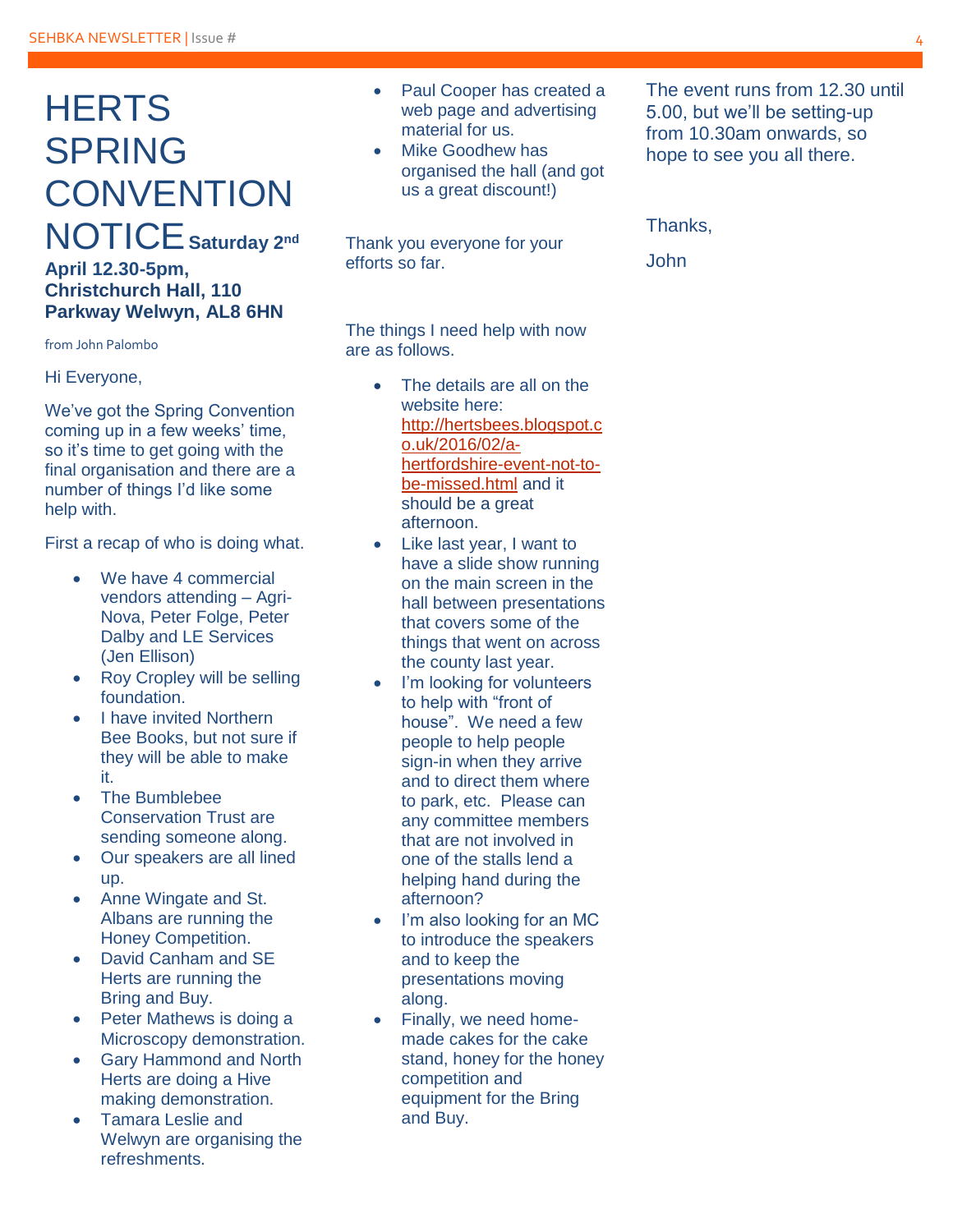# HERTS SPRING CONVENTION NOTICE

**Saturday 2nd April 12.30-5pm, Christchurch Hall, 110 Parkway Welwyn, AL8 6HN**

from John Palombo

Hi Everyone,

We've got the Spring Convention coming up in a few weeks' time, so it's time to get going with the final organisation and there are a number of things I'd like some help with.

First a recap of who is doing what.

- We have 4 commercial vendors attending – Agri-Nova, Peter Folge, Peter Dalby and LE Services (Jen Ellison)
- Roy Cropley will be selling foundation.
- I have invited Northern Bee Books, but not sure if they will be able to make it.
- The Bumblebee Conservation Trust are sending someone along.
- Our speakers are all lined up.
- Anne Wingate and St. Albans are running the Honey Competition.
- David Canham and SE Herts are running the Bring and Buy.
- Peter Mathews is doing a Microscopy demonstration.
- Gary Hammond and North Herts are doing a Hive making demonstration.
- Tamara Leslie and Welwyn are organising the refreshments.
- Paul Cooper has created a web page and advertising material for us.
- Mike Goodhew has organised the hall (and got us a great discount!)

Thank you everyone for your efforts so far.

The things I need help with now are as follows.

- The details are all on the website here: http://hertsbees.blogspot.co.uk/2016/02/a-hertfordshire-event-not-to-be-missed.html and it should be a great afternoon.
- Like last year, I want to have a slide show running on the main screen in the hall between presentations that covers some of the things that went on across the county last year.
- I'm looking for volunteers to help with "front of house". We need a few people to help people sign-in when they arrive and to direct them where to park, etc. Please can any committee members that are not involved in one of the stalls lend a helping hand during the afternoon?
- I'm also looking for an MC to introduce the speakers and to keep the presentations moving along.
- Finally, we need home-made cakes for the cake stand, honey for the honey competition and equipment for the Bring and Buy.

The event runs from 12.30 until 5.00, but we'll be setting-up from 10.30am onwards, so hope to see you all there.

Thanks,

John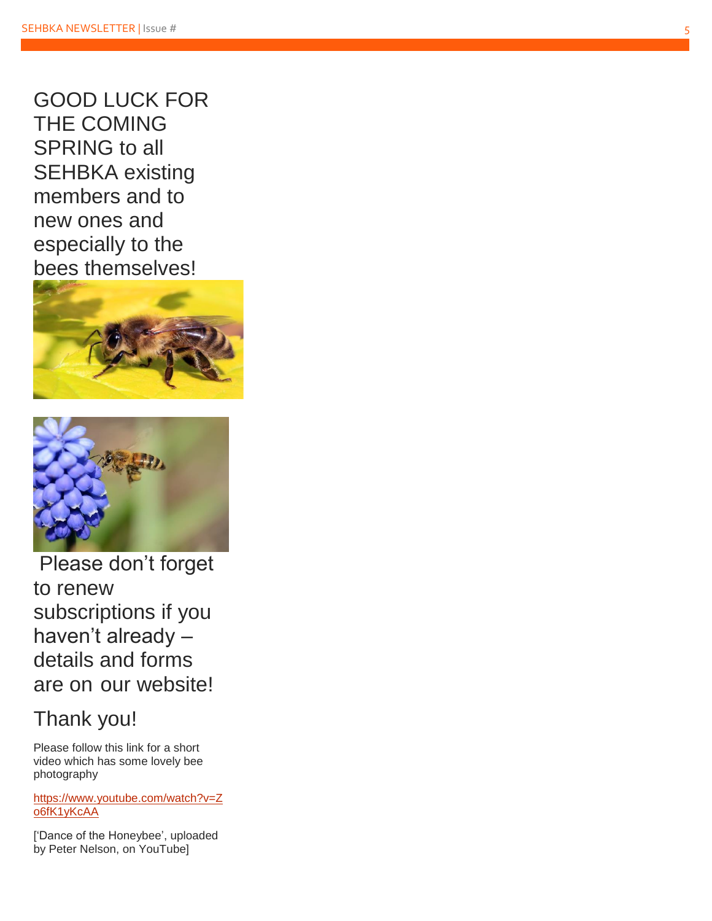GOOD LUCK FOR THE COMING SPRING to all SEHBKA existing members and to new ones and especially to the bees themselves!

Please don't forget to renew subscriptions if you haven't already – details and forms are on our website!

Thank you!

Please follow this link for a short video which has some lovely bee photography

https://www.youtube.com/watch?v=Zo6fK1yKcAA

['Dance of the Honeybee', uploaded by Peter Nelson, on YouTube]